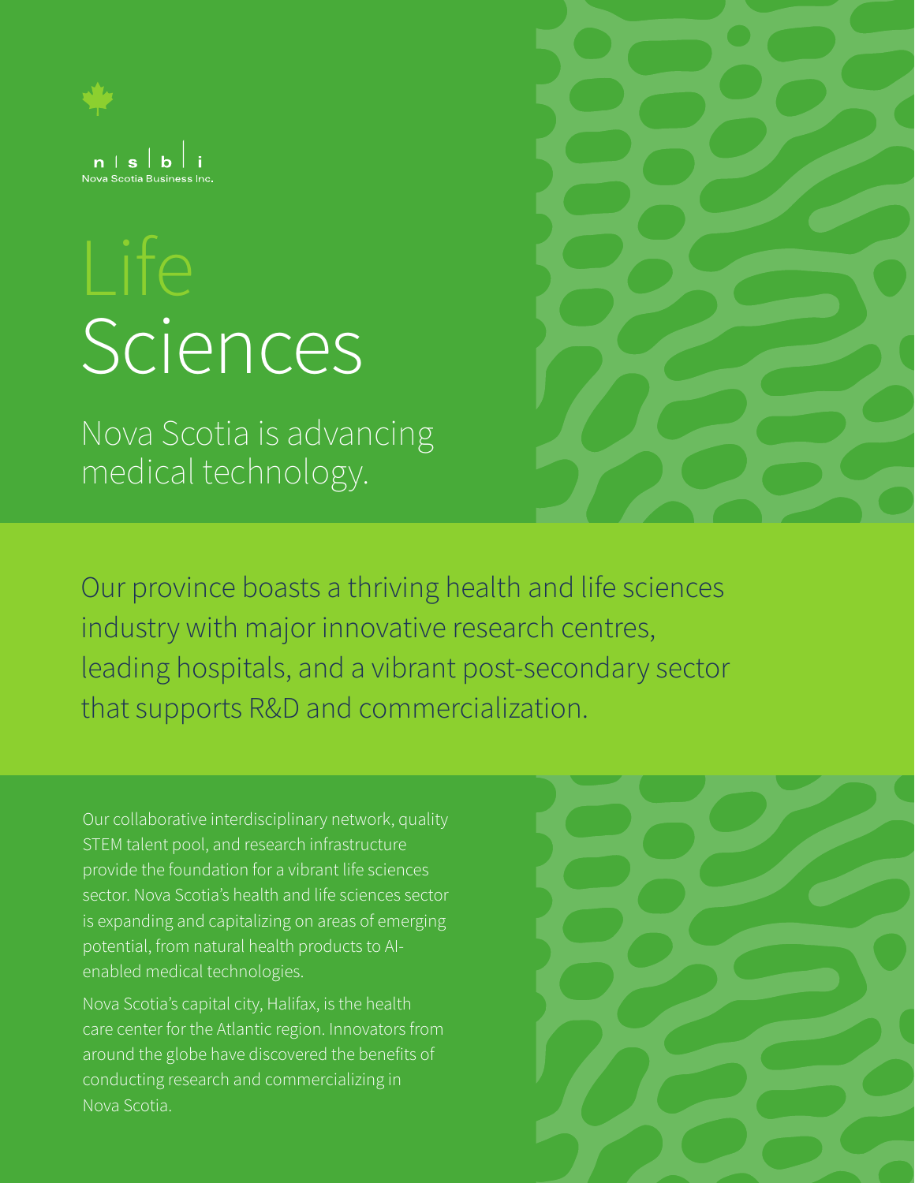n | s | b | i
Nova Scotia Business Inc.

# Life Sciences

## Nova Scotia is advancing medical technology.

Our province boasts a thriving health and life sciences industry with major innovative research centres, leading hospitals, and a vibrant post-secondary sector that supports R&D and commercialization.

Our collaborative interdisciplinary network, quality STEM talent pool, and research infrastructure provide the foundation for a vibrant life sciences sector. Nova Scotia's health and life sciences sector is expanding and capitalizing on areas of emerging potential, from natural health products to AI-enabled medical technologies.

Nova Scotia's capital city, Halifax, is the health care center for the Atlantic region. Innovators from around the globe have discovered the benefits of conducting research and commercializing in Nova Scotia.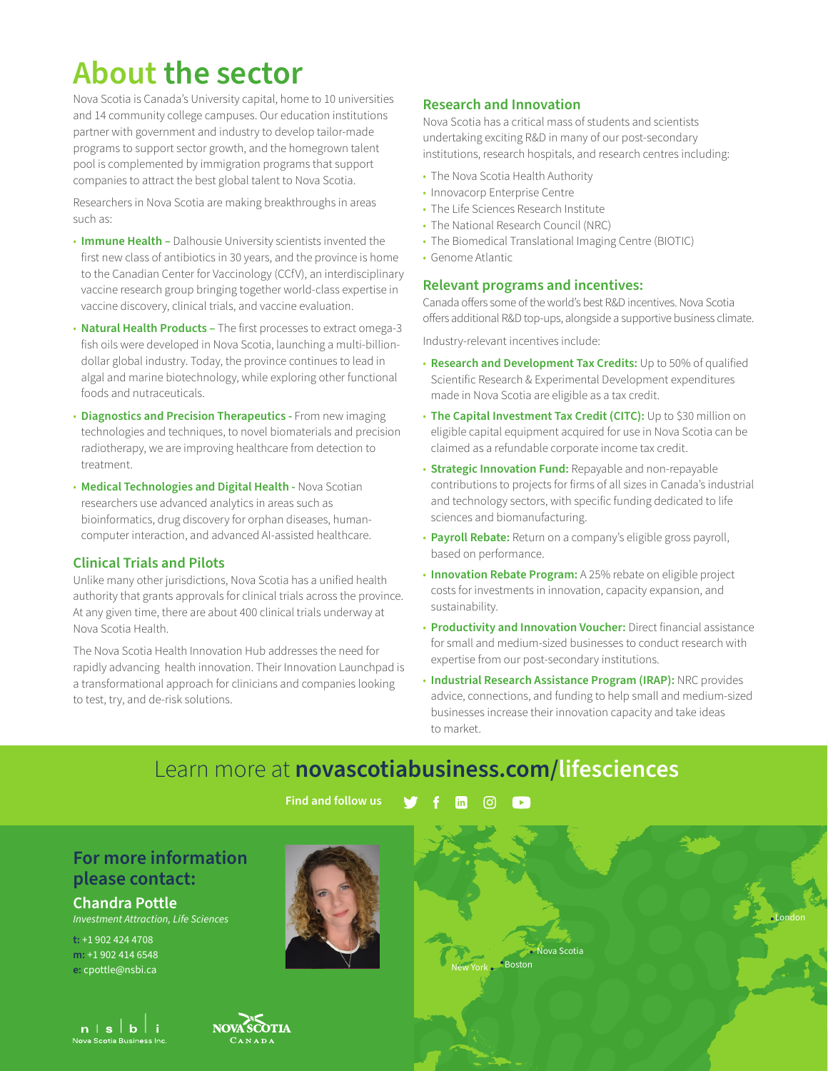# About the sector

Nova Scotia is Canada's University capital, home to 10 universities and 14 community college campuses. Our education institutions partner with government and industry to develop tailor-made programs to support sector growth, and the homegrown talent pool is complemented by immigration programs that support companies to attract the best global talent to Nova Scotia.

Researchers in Nova Scotia are making breakthroughs in areas such as:

- **Immune Health –** Dalhousie University scientists invented the first new class of antibiotics in 30 years, and the province is home to the Canadian Center for Vaccinology (CCfV), an interdisciplinary vaccine research group bringing together world-class expertise in vaccine discovery, clinical trials, and vaccine evaluation.
- **Natural Health Products –** The first processes to extract omega-3 fish oils were developed in Nova Scotia, launching a multi-billion-dollar global industry. Today, the province continues to lead in algal and marine biotechnology, while exploring other functional foods and nutraceuticals.
- **Diagnostics and Precision Therapeutics -** From new imaging technologies and techniques, to novel biomaterials and precision radiotherapy, we are improving healthcare from detection to treatment.
- **Medical Technologies and Digital Health -** Nova Scotian researchers use advanced analytics in areas such as bioinformatics, drug discovery for orphan diseases, human-computer interaction, and advanced AI-assisted healthcare.

### Clinical Trials and Pilots

Unlike many other jurisdictions, Nova Scotia has a unified health authority that grants approvals for clinical trials across the province. At any given time, there are about 400 clinical trials underway at Nova Scotia Health.

The Nova Scotia Health Innovation Hub addresses the need for rapidly advancing health innovation. Their Innovation Launchpad is a transformational approach for clinicians and companies looking to test, try, and de-risk solutions.

### Research and Innovation

Nova Scotia has a critical mass of students and scientists undertaking exciting R&D in many of our post-secondary institutions, research hospitals, and research centres including:

- The Nova Scotia Health Authority
- Innovacorp Enterprise Centre
- The Life Sciences Research Institute
- The National Research Council (NRC)
- The Biomedical Translational Imaging Centre (BIOTIC)
- Genome Atlantic

### Relevant programs and incentives:

Canada offers some of the world's best R&D incentives. Nova Scotia offers additional R&D top-ups, alongside a supportive business climate.

Industry-relevant incentives include:

- **Research and Development Tax Credits:** Up to 50% of qualified Scientific Research & Experimental Development expenditures made in Nova Scotia are eligible as a tax credit.
- **The Capital Investment Tax Credit (CITC):** Up to $30 million on eligible capital equipment acquired for use in Nova Scotia can be claimed as a refundable corporate income tax credit.
- **Strategic Innovation Fund:** Repayable and non-repayable contributions to projects for firms of all sizes in Canada's industrial and technology sectors, with specific funding dedicated to life sciences and biomanufacturing.
- **Payroll Rebate:** Return on a company's eligible gross payroll, based on performance.
- **Innovation Rebate Program:** A 25% rebate on eligible project costs for investments in innovation, capacity expansion, and sustainability.
- **Productivity and Innovation Voucher:** Direct financial assistance for small and medium-sized businesses to conduct research with expertise from our post-secondary institutions.
- **Industrial Research Assistance Program (IRAP):** NRC provides advice, connections, and funding to help small and medium-sized businesses increase their innovation capacity and take ideas to market.

Learn more at **novascotiabusiness.com/lifesciences**

**Find and follow us**

## For more information please contact:

### Chandra Pottle

*Investment Attraction, Life Sciences*

**t:** +1 902 424 4708
**m:** +1 902 414 6548
**e:** cpottle@nsbi.ca

n | s | b | i
Nova Scotia Business Inc.

NOVA SCOTIA
CANADA

London
Nova Scotia
New York
Boston